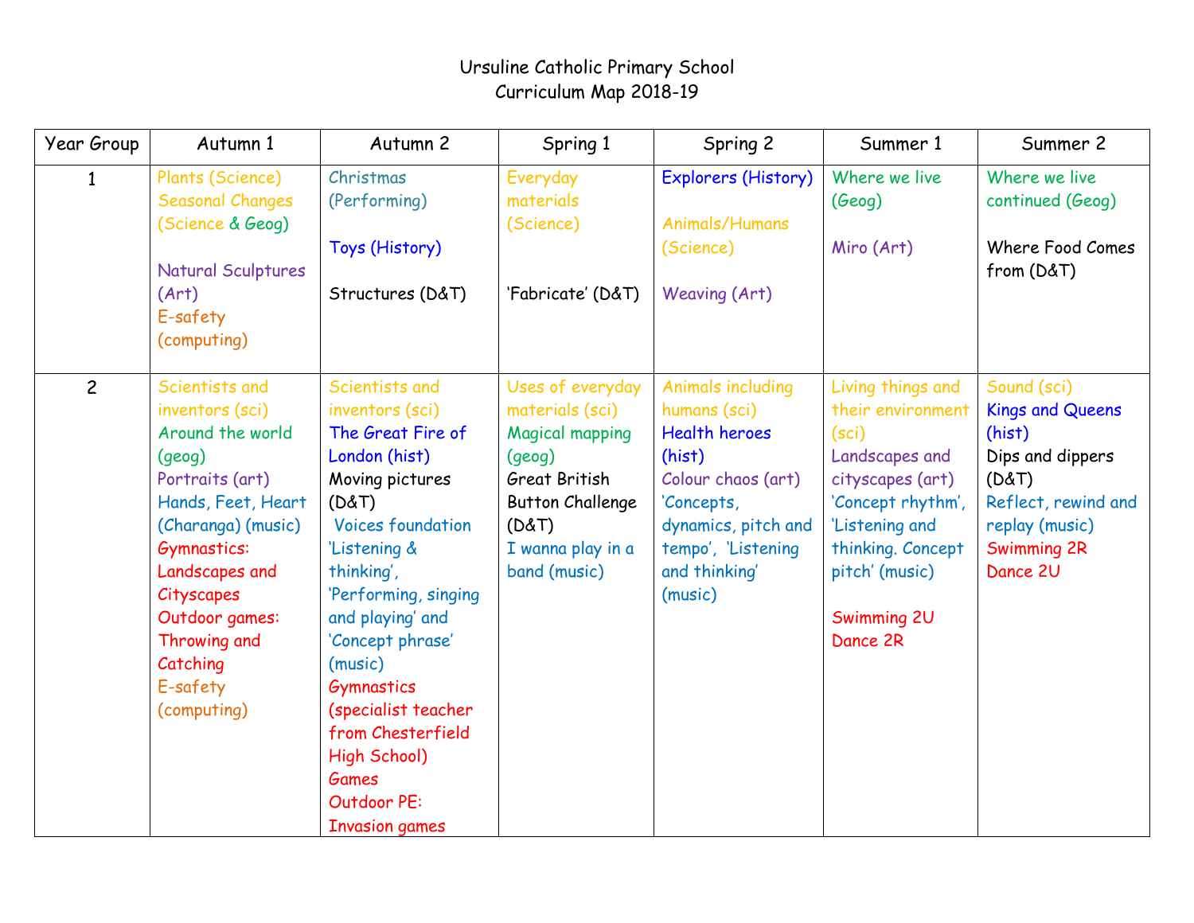# Ursuline Catholic Primary School
## Curriculum Map 2018-19

| Year Group | Autumn 1 | Autumn 2 | Spring 1 | Spring 2 | Summer 1 | Summer 2 |
|---|---|---|---|---|---|---|
| 1 | Plants (Science)<br>Seasonal Changes (Science & Geog)<br><br>Natural Sculptures (Art)<br>E-safety (computing) | Christmas (Performing)<br><br>Toys (History)<br><br>Structures (D&T) | Everyday materials (Science)<br><br><br>'Fabricate' (D&T) | Explorers (History)<br><br>Animals/Humans (Science)<br><br>Weaving (Art) | Where we live (Geog)<br><br>Miro (Art) | Where we live continued (Geog)<br><br>Where Food Comes from (D&T) |
| 2 | Scientists and inventors (sci)<br>Around the world (geog)<br>Portraits (art)<br>Hands, Feet, Heart (Charanga) (music)<br>Gymnastics: Landscapes and Cityscapes<br>Outdoor games: Throwing and Catching<br>E-safety (computing) | Scientists and inventors (sci)<br>The Great Fire of London (hist)<br>Moving pictures (D&T)<br>Voices foundation 'Listening & thinking', 'Performing, singing and playing' and 'Concept phrase' (music)<br>Gymnastics (specialist teacher from Chesterfield High School)<br>Games<br>Outdoor PE: Invasion games | Uses of everyday materials (sci)<br>Magical mapping (geog)<br>Great British Button Challenge (D&T)<br>I wanna play in a band (music) | Animals including humans (sci)<br>Health heroes (hist)<br>Colour chaos (art)<br>'Concepts, dynamics, pitch and tempo', 'Listening and thinking' (music) | Living things and their environment (sci)<br>Landscapes and cityscapes (art)<br>'Concept rhythm', 'Listening and thinking. Concept pitch' (music)<br><br>Swimming 2U<br>Dance 2R | Sound (sci)<br>Kings and Queens (hist)<br>Dips and dippers (D&T)<br>Reflect, rewind and replay (music)<br>Swimming 2R<br>Dance 2U |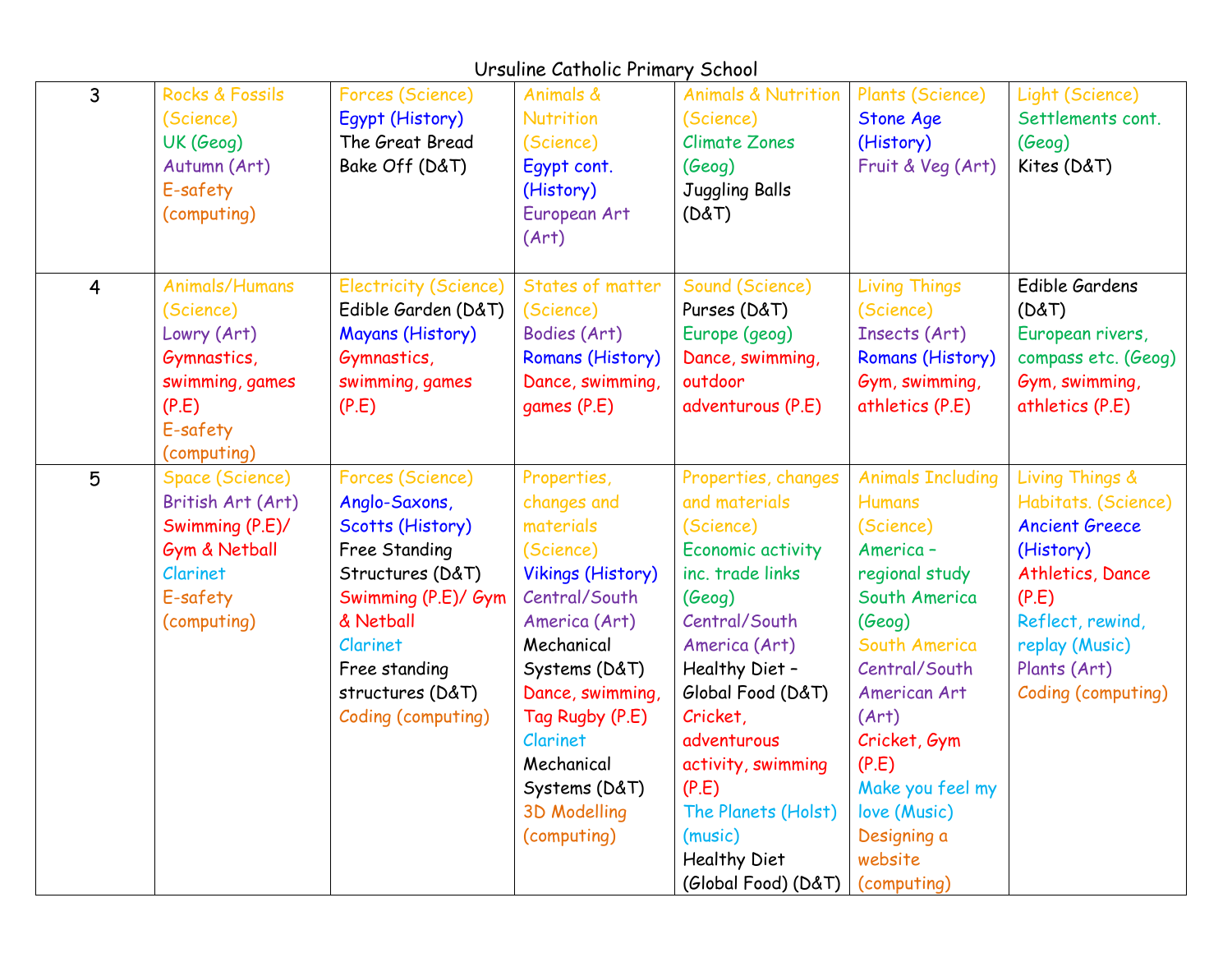Ursuline Catholic Primary School

| | | | | | | |
|---|---|---|---|---|---|---|
| 3 | Rocks & Fossils (Science)<br>UK (Geog)<br>Autumn (Art)<br>E-safety (computing) | Forces (Science)<br>Egypt (History)<br>The Great Bread Bake Off (D&T) | Animals & Nutrition (Science)<br>Egypt cont. (History)<br>European Art (Art) | Animals & Nutrition (Science)<br>Climate Zones (Geog)<br>Juggling Balls (D&T) | Plants (Science)<br>Stone Age (History)<br>Fruit & Veg (Art) | Light (Science)<br>Settlements cont. (Geog)<br>Kites (D&T) |
| 4 | Animals/Humans (Science)<br>Lowry (Art)<br>Gymnastics, swimming, games (P.E)<br>E-safety (computing) | Electricity (Science)<br>Edible Garden (D&T)<br>Mayans (History)<br>Gymnastics, swimming, games (P.E) | States of matter (Science)<br>Bodies (Art)<br>Romans (History)<br>Dance, swimming, games (P.E) | Sound (Science)<br>Purses (D&T)<br>Europe (geog)<br>Dance, swimming, outdoor adventurous (P.E) | Living Things (Science)<br>Insects (Art)<br>Romans (History)<br>Gym, swimming, athletics (P.E) | Edible Gardens (D&T)<br>European rivers, compass etc. (Geog)<br>Gym, swimming, athletics (P.E) |
| 5 | Space (Science)<br>British Art (Art)<br>Swimming (P.E)/ Gym & Netball<br>Clarinet<br>E-safety (computing) | Forces (Science)<br>Anglo-Saxons, Scotts (History)<br>Free Standing Structures (D&T)<br>Swimming (P.E)/ Gym & Netball<br>Clarinet<br>Free standing structures (D&T)<br>Coding (computing) | Properties, changes and materials (Science)<br>Vikings (History)<br>Central/South America (Art)<br>Mechanical Systems (D&T)<br>Dance, swimming, Tag Rugby (P.E)<br>Clarinet<br>Mechanical Systems (D&T)<br>3D Modelling (computing) | Properties, changes and materials (Science)<br>Economic activity inc. trade links (Geog)<br>Central/South America (Art)<br>Healthy Diet – Global Food (D&T)<br>Cricket, adventurous activity, swimming (P.E)<br>The Planets (Holst) (music)<br>Healthy Diet (Global Food) (D&T) | Animals Including Humans (Science)<br>America – regional study South America (Geog)<br>South America<br>Central/South American Art (Art)<br>Cricket, Gym (P.E)<br>Make you feel my love (Music)<br>Designing a website (computing) | Living Things & Habitats. (Science)<br>Ancient Greece (History)<br>Athletics, Dance (P.E)<br>Reflect, rewind, replay (Music)<br>Plants (Art)<br>Coding (computing) |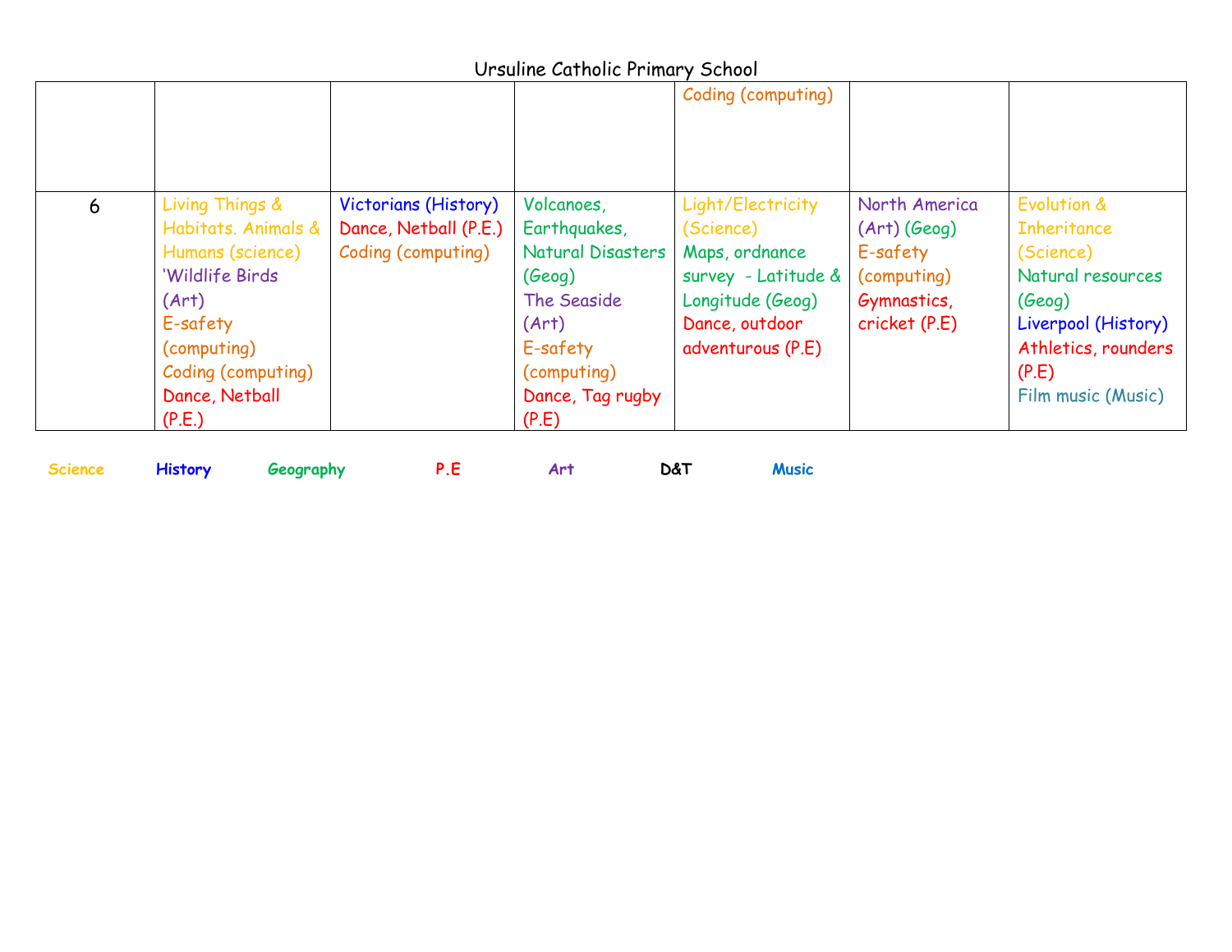Ursuline Catholic Primary School

| | | | | | | |
|---|---|---|---|---|---|---|
| | | | | Coding (computing) | | |
| 6 | Living Things & Habitats. Animals & Humans (science) 'Wildlife Birds (Art) E-safety (computing) Coding (computing) Dance, Netball (P.E.) | Victorians (History) Dance, Netball (P.E.) Coding (computing) | Volcanoes, Earthquakes, Natural Disasters (Geog) The Seaside (Art) E-safety (computing) Dance, Tag rugby (P.E) | Light/Electricity (Science) Maps, ordnance survey - Latitude & Longitude (Geog) Dance, outdoor adventurous (P.E) | North America (Art) (Geog) E-safety (computing) Gymnastics, cricket (P.E) | Evolution & Inheritance (Science) Natural resources (Geog) Liverpool (History) Athletics, rounders (P.E) Film music (Music) |

**Science** **History** **Geography** **P.E** **Art** **D&T** **Music**